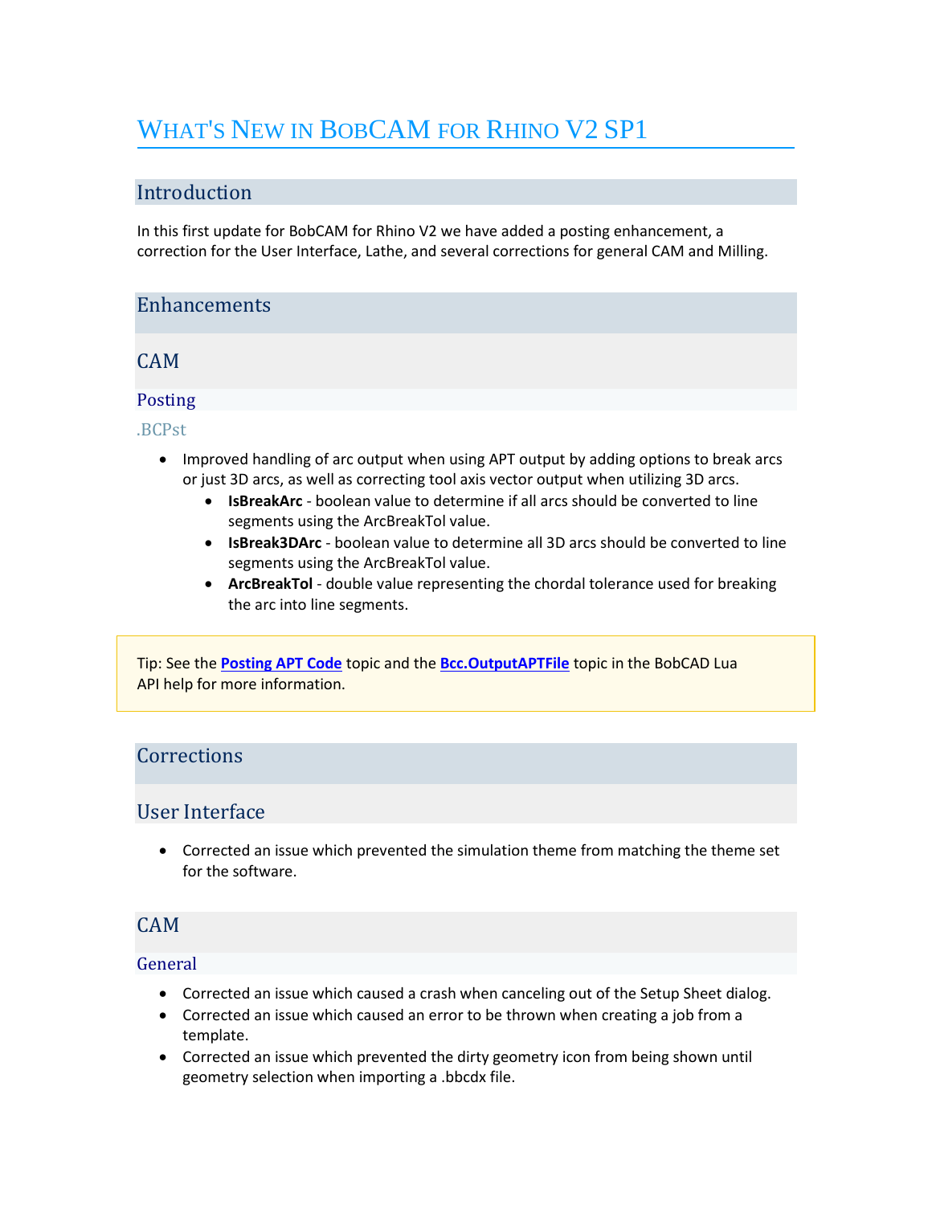# What's New in BobCAM for Rhino V2 SP1

## Introduction

In this first update for BobCAM for Rhino V2 we have added a posting enhancement, a correction for the User Interface, Lathe, and several corrections for general CAM and Milling.

## Enhancements

### CAM

#### Posting

##### .BCPst

- Improved handling of arc output when using APT output by adding options to break arcs or just 3D arcs, as well as correcting tool axis vector output when utilizing 3D arcs.
  - **IsBreakArc** - boolean value to determine if all arcs should be converted to line segments using the ArcBreakTol value.
  - **IsBreak3DArc** - boolean value to determine all 3D arcs should be converted to line segments using the ArcBreakTol value.
  - **ArcBreakTol** - double value representing the chordal tolerance used for breaking the arc into line segments.

> Tip: See the **Posting APT Code** topic and the **Bcc.OutputAPTFile** topic in the BobCAD Lua API help for more information.

## Corrections

### User Interface

- Corrected an issue which prevented the simulation theme from matching the theme set for the software.

### CAM

#### General

- Corrected an issue which caused a crash when canceling out of the Setup Sheet dialog.
- Corrected an issue which caused an error to be thrown when creating a job from a template.
- Corrected an issue which prevented the dirty geometry icon from being shown until geometry selection when importing a .bbcdx file.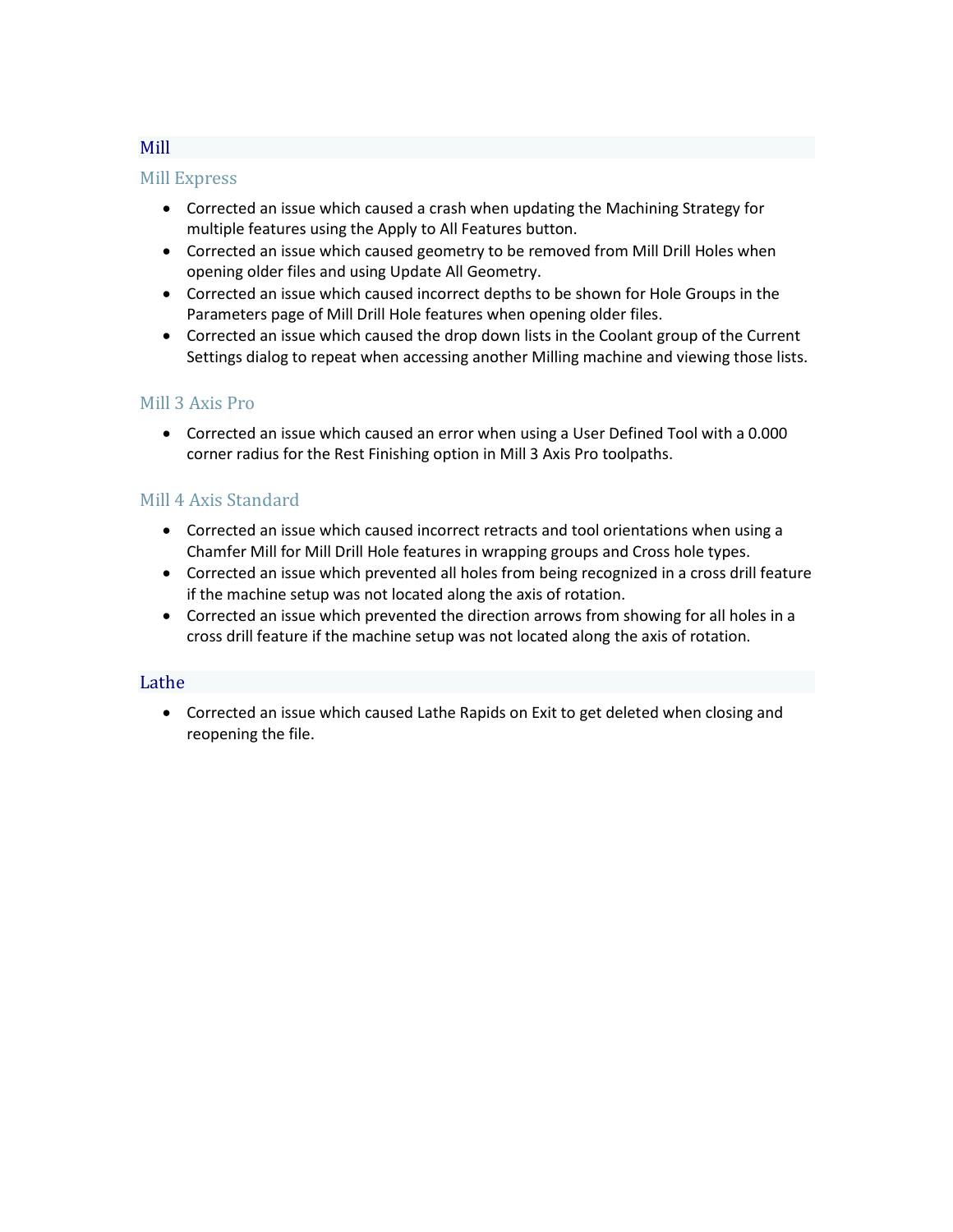## Mill

### Mill Express

- Corrected an issue which caused a crash when updating the Machining Strategy for multiple features using the Apply to All Features button.
- Corrected an issue which caused geometry to be removed from Mill Drill Holes when opening older files and using Update All Geometry.
- Corrected an issue which caused incorrect depths to be shown for Hole Groups in the Parameters page of Mill Drill Hole features when opening older files.
- Corrected an issue which caused the drop down lists in the Coolant group of the Current Settings dialog to repeat when accessing another Milling machine and viewing those lists.

### Mill 3 Axis Pro

- Corrected an issue which caused an error when using a User Defined Tool with a 0.000 corner radius for the Rest Finishing option in Mill 3 Axis Pro toolpaths.

### Mill 4 Axis Standard

- Corrected an issue which caused incorrect retracts and tool orientations when using a Chamfer Mill for Mill Drill Hole features in wrapping groups and Cross hole types.
- Corrected an issue which prevented all holes from being recognized in a cross drill feature if the machine setup was not located along the axis of rotation.
- Corrected an issue which prevented the direction arrows from showing for all holes in a cross drill feature if the machine setup was not located along the axis of rotation.

## Lathe

- Corrected an issue which caused Lathe Rapids on Exit to get deleted when closing and reopening the file.